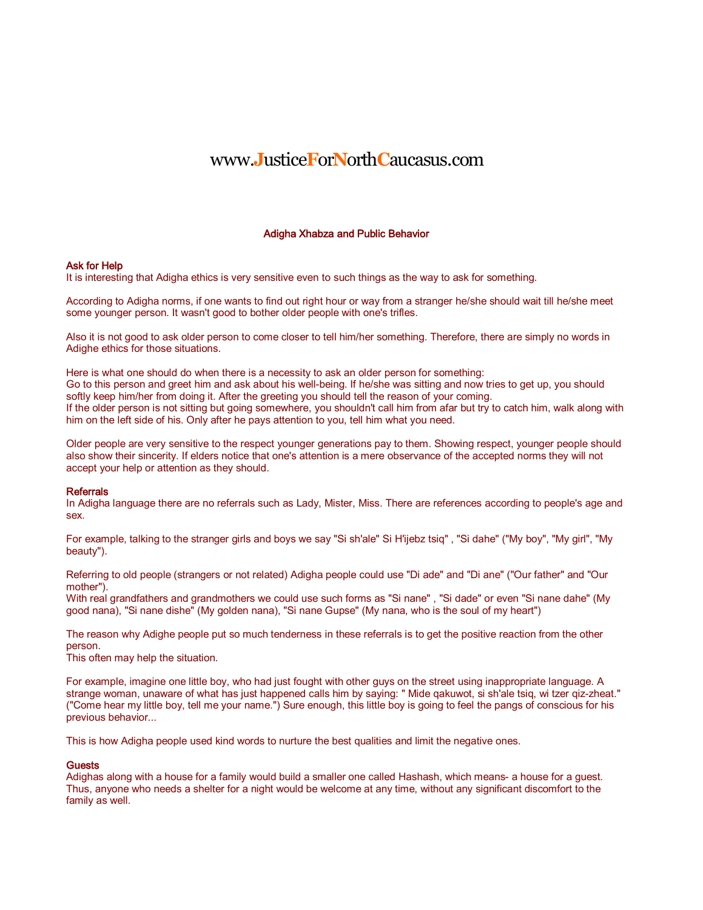www.JusticeForNorthCaucasus.com

## Adigha Xhabza and Public Behavior

### Ask for Help

It is interesting that Adigha ethics is very sensitive even to such things as the way to ask for something.

According to Adigha norms, if one wants to find out right hour or way from a stranger he/she should wait till he/she meet some younger person. It wasn't good to bother older people with one's trifles.

Also it is not good to ask older person to come closer to tell him/her something. Therefore, there are simply no words in Adighe ethics for those situations.

Here is what one should do when there is a necessity to ask an older person for something:
Go to this person and greet him and ask about his well-being. If he/she was sitting and now tries to get up, you should softly keep him/her from doing it. After the greeting you should tell the reason of your coming.
If the older person is not sitting but going somewhere, you shouldn't call him from afar but try to catch him, walk along with him on the left side of his. Only after he pays attention to you, tell him what you need.

Older people are very sensitive to the respect younger generations pay to them. Showing respect, younger people should also show their sincerity. If elders notice that one's attention is a mere observance of the accepted norms they will not accept your help or attention as they should.

### Referrals

In Adigha language there are no referrals such as Lady, Mister, Miss. There are references according to people's age and sex.

For example, talking to the stranger girls and boys we say "Si sh'ale" Si H'ijebz tsiq" , "Si dahe" ("My boy", "My girl", "My beauty").

Referring to old people (strangers or not related) Adigha people could use "Di ade" and "Di ane" ("Our father" and "Our mother").
With real grandfathers and grandmothers we could use such forms as "Si nane" , "Si dade" or even "Si nane dahe" (My good nana), "Si nane dishe" (My golden nana), "Si nane Gupse" (My nana, who is the soul of my heart")

The reason why Adighe people put so much tenderness in these referrals is to get the positive reaction from the other person.
This often may help the situation.

For example, imagine one little boy, who had just fought with other guys on the street using inappropriate language. A strange woman, unaware of what has just happened calls him by saying: " Mide qakuwot, si sh'ale tsiq, wi tzer qiz-zheat." ("Come hear my little boy, tell me your name.") Sure enough, this little boy is going to feel the pangs of conscious for his previous behavior...

This is how Adigha people used kind words to nurture the best qualities and limit the negative ones.

### Guests

Adighas along with a house for a family would build a smaller one called Hashash, which means- a house for a guest. Thus, anyone who needs a shelter for a night would be welcome at any time, without any significant discomfort to the family as well.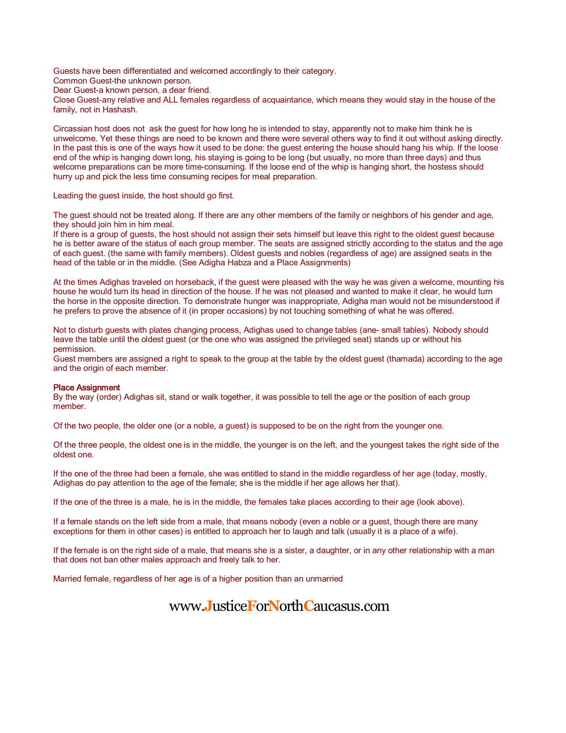Guests have been differentiated and welcomed accordingly to their category.
Common Guest-the unknown person.
Dear Guest-a known person, a dear friend.
Close Guest-any relative and ALL females regardless of acquaintance, which means they would stay in the house of the family, not in Hashash.

Circassian host does not ask the guest for how long he is intended to stay, apparently not to make him think he is unwelcome. Yet these things are need to be known and there were several others way to find it out without asking directly. In the past this is one of the ways how it used to be done: the guest entering the house should hang his whip. If the loose end of the whip is hanging down long, his staying is going to be long (but usually, no more than three days) and thus welcome preparations can be more time-consuming. If the loose end of the whip is hanging short, the hostess should hurry up and pick the less time consuming recipes for meal preparation.

Leading the guest inside, the host should go first.

The guest should not be treated along. If there are any other members of the family or neighbors of his gender and age, they should join him in him meal.
If there is a group of guests, the host should not assign their sets himself but leave this right to the oldest guest because he is better aware of the status of each group member. The seats are assigned strictly according to the status and the age of each guest. (the same with family members). Oldest guests and nobles (regardless of age) are assigned seats in the head of the table or in the middle. (See Adigha Habza and a Place Assignments)

At the times Adighas traveled on horseback, if the guest were pleased with the way he was given a welcome, mounting his house he would turn its head in direction of the house. If he was not pleased and wanted to make it clear, he would turn the horse in the opposite direction. To demonstrate hunger was inappropriate, Adigha man would not be misunderstood if he prefers to prove the absence of it (in proper occasions) by not touching something of what he was offered.

Not to disturb guests with plates changing process, Adighas used to change tables (ane- small tables). Nobody should leave the table until the oldest guest (or the one who was assigned the privileged seat) stands up or without his permission.
Guest members are assigned a right to speak to the group at the table by the oldest guest (thamada) according to the age and the origin of each member.

**Place Assignment**
By the way (order) Adighas sit, stand or walk together, it was possible to tell the age or the position of each group member.

Of the two people, the older one (or a noble, a guest) is supposed to be on the right from the younger one.

Of the three people, the oldest one is in the middle, the younger is on the left, and the youngest takes the right side of the oldest one.

If the one of the three had been a female, she was entitled to stand in the middle regardless of her age (today, mostly, Adighas do pay attention to the age of the female; she is the middle if her age allows her that).

If the one of the three is a male, he is in the middle, the females take places according to their age (look above).

If a female stands on the left side from a male, that means nobody (even a noble or a guest, though there are many exceptions for them in other cases) is entitled to approach her to laugh and talk (usually it is a place of a wife).

If the female is on the right side of a male, that means she is a sister, a daughter, or in any other relationship with a man that does not ban other males approach and freely talk to her.

Married female, regardless of her age is of a higher position than an unmarried

www.JusticeForNorthCaucasus.com